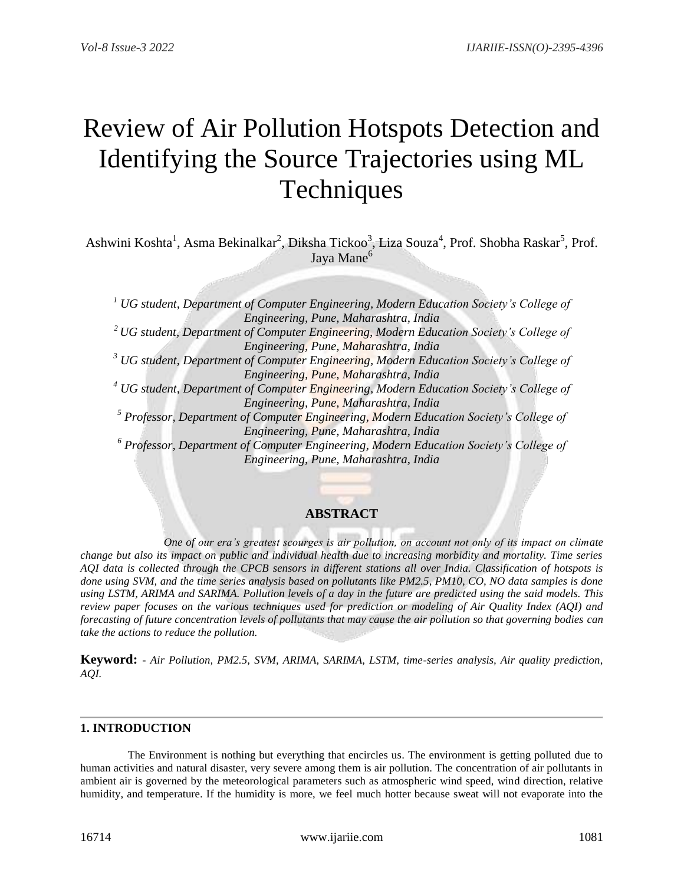# Review of Air Pollution Hotspots Detection and Identifying the Source Trajectories using ML Techniques

Ashwini Koshta[1], Asma Bekinalkar[2], Diksha Tickoo[3], Liza Souza[4], Prof. Shobha Raskar[5], Prof. Jaya Mane[6]

*[1] UG student, Department of Computer Engineering, Modern Education Society's College of Engineering, Pune, Maharashtra, India*

*[2] UG student, Department of Computer Engineering, Modern Education Society's College of Engineering, Pune, Maharashtra, India*

*[3] UG student, Department of Computer Engineering, Modern Education Society's College of Engineering, Pune, Maharashtra, India*

*[4] UG student, Department of Computer Engineering, Modern Education Society's College of Engineering, Pune, Maharashtra, India*

*[5] Professor, Department of Computer Engineering, Modern Education Society's College of Engineering, Pune, Maharashtra, India*

*[6] Professor, Department of Computer Engineering, Modern Education Society's College of Engineering, Pune, Maharashtra, India*

## ABSTRACT

*One of our era's greatest scourges is air pollution, on account not only of its impact on climate change but also its impact on public and individual health due to increasing morbidity and mortality. Time series AQI data is collected through the CPCB sensors in different stations all over India. Classification of hotspots is done using SVM, and the time series analysis based on pollutants like PM2.5, PM10, CO, NO data samples is done using LSTM, ARIMA and SARIMA. Pollution levels of a day in the future are predicted using the said models. This review paper focuses on the various techniques used for prediction or modeling of Air Quality Index (AQI) and forecasting of future concentration levels of pollutants that may cause the air pollution so that governing bodies can take the actions to reduce the pollution.*

**Keyword: -** *Air Pollution, PM2.5, SVM, ARIMA, SARIMA, LSTM, time-series analysis, Air quality prediction, AQI.*

## 1. INTRODUCTION

The Environment is nothing but everything that encircles us. The environment is getting polluted due to human activities and natural disaster, very severe among them is air pollution. The concentration of air pollutants in ambient air is governed by the meteorological parameters such as atmospheric wind speed, wind direction, relative humidity, and temperature. If the humidity is more, we feel much hotter because sweat will not evaporate into the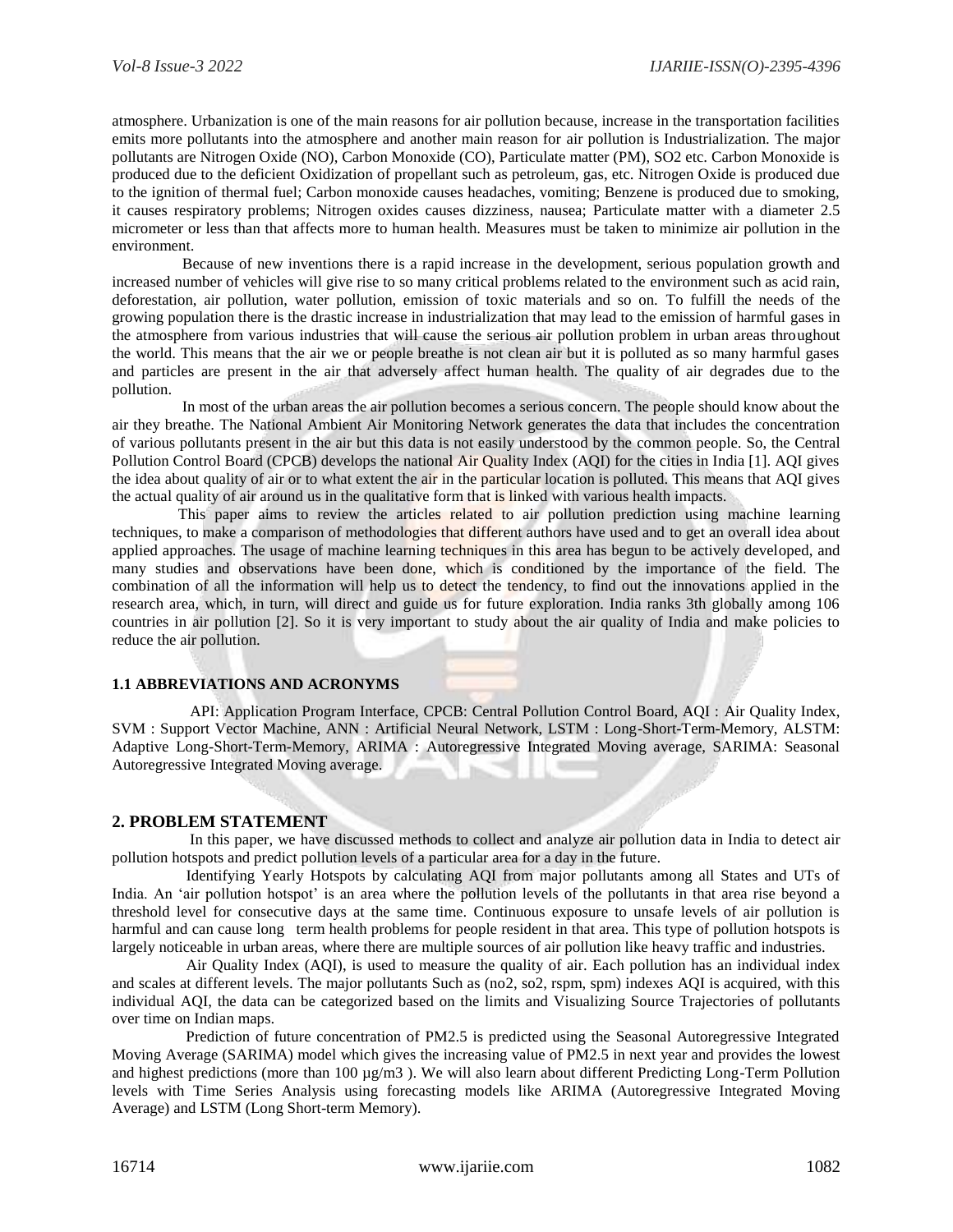atmosphere. Urbanization is one of the main reasons for air pollution because, increase in the transportation facilities emits more pollutants into the atmosphere and another main reason for air pollution is Industrialization. The major pollutants are Nitrogen Oxide (NO), Carbon Monoxide (CO), Particulate matter (PM), $SO_2$ etc. Carbon Monoxide is produced due to the deficient Oxidization of propellant such as petroleum, gas, etc. Nitrogen Oxide is produced due to the ignition of thermal fuel; Carbon monoxide causes headaches, vomiting; Benzene is produced due to smoking, it causes respiratory problems; Nitrogen oxides causes dizziness, nausea; Particulate matter with a diameter 2.5 micrometer or less than that affects more to human health. Measures must be taken to minimize air pollution in the environment.

Because of new inventions there is a rapid increase in the development, serious population growth and increased number of vehicles will give rise to so many critical problems related to the environment such as acid rain, deforestation, air pollution, water pollution, emission of toxic materials and so on. To fulfill the needs of the growing population there is the drastic increase in industrialization that may lead to the emission of harmful gases in the atmosphere from various industries that will cause the serious air pollution problem in urban areas throughout the world. This means that the air we or people breathe is not clean air but it is polluted as so many harmful gases and particles are present in the air that adversely affect human health. The quality of air degrades due to the pollution.

In most of the urban areas the air pollution becomes a serious concern. The people should know about the air they breathe. The National Ambient Air Monitoring Network generates the data that includes the concentration of various pollutants present in the air but this data is not easily understood by the common people. So, the Central Pollution Control Board (CPCB) develops the national Air Quality Index (AQI) for the cities in India [1]. AQI gives the idea about quality of air or to what extent the air in the particular location is polluted. This means that AQI gives the actual quality of air around us in the qualitative form that is linked with various health impacts.

This paper aims to review the articles related to air pollution prediction using machine learning techniques, to make a comparison of methodologies that different authors have used and to get an overall idea about applied approaches. The usage of machine learning techniques in this area has begun to be actively developed, and many studies and observations have been done, which is conditioned by the importance of the field. The combination of all the information will help us to detect the tendency, to find out the innovations applied in the research area, which, in turn, will direct and guide us for future exploration. India ranks 3th globally among 106 countries in air pollution [2]. So it is very important to study about the air quality of India and make policies to reduce the air pollution.

### 1.1 ABBREVIATIONS AND ACRONYMS

API: Application Program Interface, CPCB: Central Pollution Control Board, AQI : Air Quality Index, SVM : Support Vector Machine, ANN : Artificial Neural Network, LSTM : Long-Short-Term-Memory, ALSTM: Adaptive Long-Short-Term-Memory, ARIMA : Autoregressive Integrated Moving average, SARIMA: Seasonal Autoregressive Integrated Moving average.

## 2. PROBLEM STATEMENT

In this paper, we have discussed methods to collect and analyze air pollution data in India to detect air pollution hotspots and predict pollution levels of a particular area for a day in the future.

Identifying Yearly Hotspots by calculating AQI from major pollutants among all States and UTs of India. An 'air pollution hotspot' is an area where the pollution levels of the pollutants in that area rise beyond a threshold level for consecutive days at the same time. Continuous exposure to unsafe levels of air pollution is harmful and can cause long term health problems for people resident in that area. This type of pollution hotspots is largely noticeable in urban areas, where there are multiple sources of air pollution like heavy traffic and industries.

Air Quality Index (AQI), is used to measure the quality of air. Each pollution has an individual index and scales at different levels. The major pollutants Such as (no2, so2, rspm, spm) indexes AQI is acquired, with this individual AQI, the data can be categorized based on the limits and Visualizing Source Trajectories of pollutants over time on Indian maps.

Prediction of future concentration of PM2.5 is predicted using the Seasonal Autoregressive Integrated Moving Average (SARIMA) model which gives the increasing value of PM2.5 in next year and provides the lowest and highest predictions (more than 100 µg/m3 ). We will also learn about different Predicting Long-Term Pollution levels with Time Series Analysis using forecasting models like ARIMA (Autoregressive Integrated Moving Average) and LSTM (Long Short-term Memory).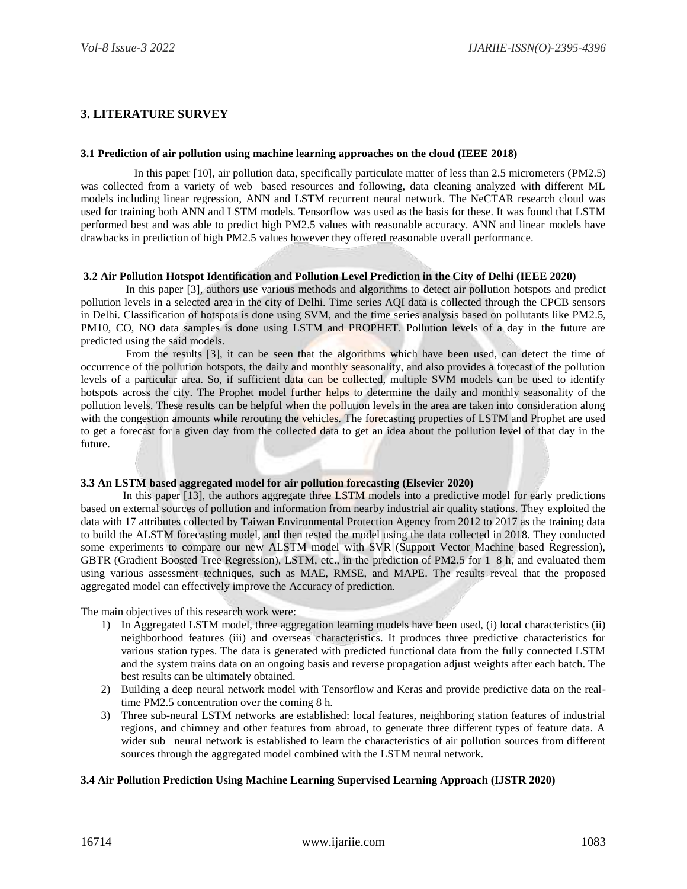## 3. LITERATURE SURVEY

### 3.1 Prediction of air pollution using machine learning approaches on the cloud (IEEE 2018)

In this paper [10], air pollution data, specifically particulate matter of less than 2.5 micrometers (PM2.5) was collected from a variety of web based resources and following, data cleaning analyzed with different ML models including linear regression, ANN and LSTM recurrent neural network. The NeCTAR research cloud was used for training both ANN and LSTM models. Tensorflow was used as the basis for these. It was found that LSTM performed best and was able to predict high PM2.5 values with reasonable accuracy. ANN and linear models have drawbacks in prediction of high PM2.5 values however they offered reasonable overall performance.

### 3.2 Air Pollution Hotspot Identification and Pollution Level Prediction in the City of Delhi (IEEE 2020)

In this paper [3], authors use various methods and algorithms to detect air pollution hotspots and predict pollution levels in a selected area in the city of Delhi. Time series AQI data is collected through the CPCB sensors in Delhi. Classification of hotspots is done using SVM, and the time series analysis based on pollutants like PM2.5, PM10, CO, NO data samples is done using LSTM and PROPHET. Pollution levels of a day in the future are predicted using the said models.

From the results [3], it can be seen that the algorithms which have been used, can detect the time of occurrence of the pollution hotspots, the daily and monthly seasonality, and also provides a forecast of the pollution levels of a particular area. So, if sufficient data can be collected, multiple SVM models can be used to identify hotspots across the city. The Prophet model further helps to determine the daily and monthly seasonality of the pollution levels. These results can be helpful when the pollution levels in the area are taken into consideration along with the congestion amounts while rerouting the vehicles. The forecasting properties of LSTM and Prophet are used to get a forecast for a given day from the collected data to get an idea about the pollution level of that day in the future.

### 3.3 An LSTM based aggregated model for air pollution forecasting (Elsevier 2020)

In this paper [13], the authors aggregate three LSTM models into a predictive model for early predictions based on external sources of pollution and information from nearby industrial air quality stations. They exploited the data with 17 attributes collected by Taiwan Environmental Protection Agency from 2012 to 2017 as the training data to build the ALSTM forecasting model, and then tested the model using the data collected in 2018. They conducted some experiments to compare our new ALSTM model with SVR (Support Vector Machine based Regression), GBTR (Gradient Boosted Tree Regression), LSTM, etc., in the prediction of PM2.5 for 1–8 h, and evaluated them using various assessment techniques, such as MAE, RMSE, and MAPE. The results reveal that the proposed aggregated model can effectively improve the Accuracy of prediction.

The main objectives of this research work were:

1) In Aggregated LSTM model, three aggregation learning models have been used, (i) local characteristics (ii) neighborhood features (iii) and overseas characteristics. It produces three predictive characteristics for various station types. The data is generated with predicted functional data from the fully connected LSTM and the system trains data on an ongoing basis and reverse propagation adjust weights after each batch. The best results can be ultimately obtained.
2) Building a deep neural network model with Tensorflow and Keras and provide predictive data on the real-time PM2.5 concentration over the coming 8 h.
3) Three sub-neural LSTM networks are established: local features, neighboring station features of industrial regions, and chimney and other features from abroad, to generate three different types of feature data. A wider sub neural network is established to learn the characteristics of air pollution sources from different sources through the aggregated model combined with the LSTM neural network.

### 3.4 Air Pollution Prediction Using Machine Learning Supervised Learning Approach (IJSTR 2020)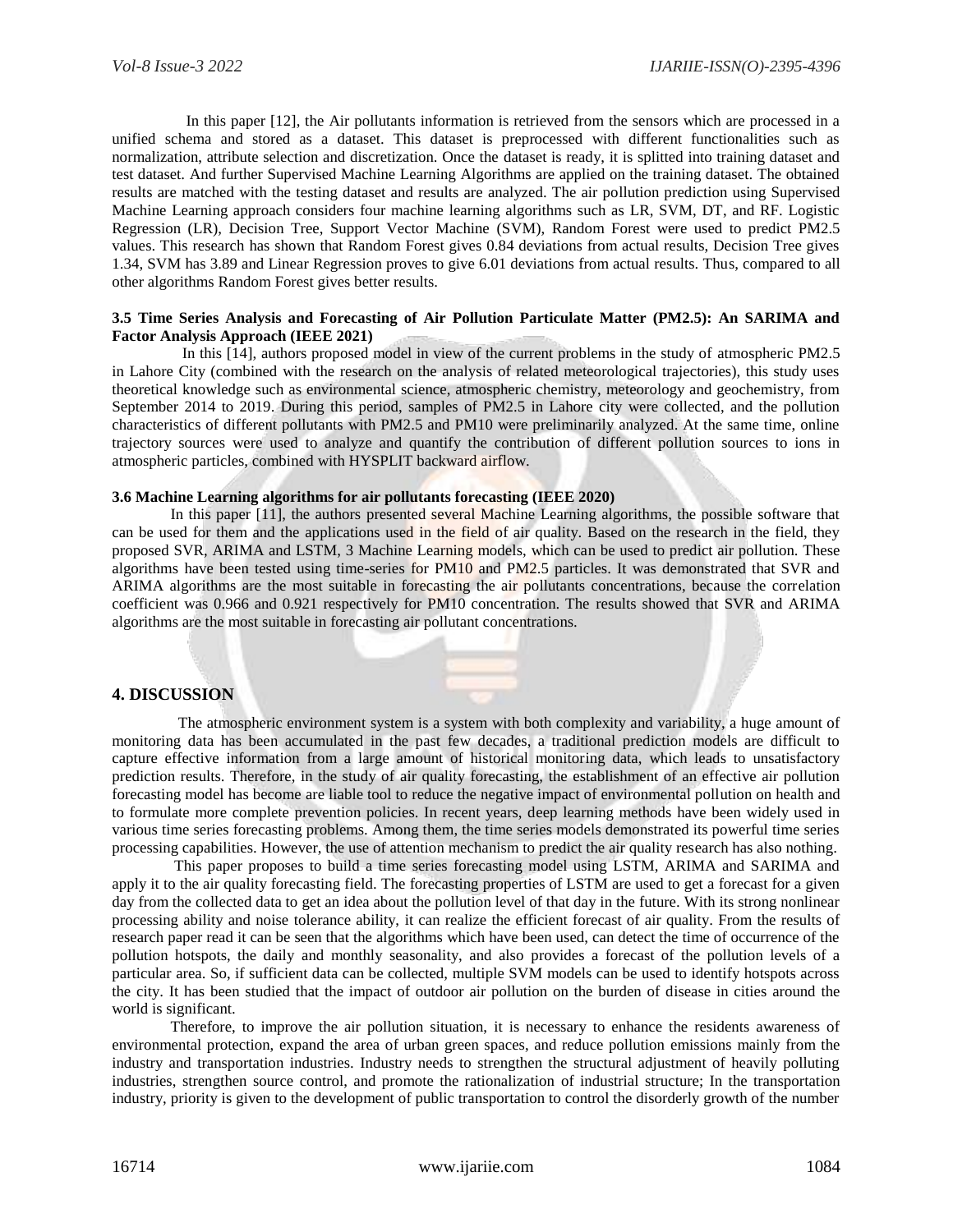In this paper [12], the Air pollutants information is retrieved from the sensors which are processed in a unified schema and stored as a dataset. This dataset is preprocessed with different functionalities such as normalization, attribute selection and discretization. Once the dataset is ready, it is splitted into training dataset and test dataset. And further Supervised Machine Learning Algorithms are applied on the training dataset. The obtained results are matched with the testing dataset and results are analyzed. The air pollution prediction using Supervised Machine Learning approach considers four machine learning algorithms such as LR, SVM, DT, and RF. Logistic Regression (LR), Decision Tree, Support Vector Machine (SVM), Random Forest were used to predict PM2.5 values. This research has shown that Random Forest gives 0.84 deviations from actual results, Decision Tree gives 1.34, SVM has 3.89 and Linear Regression proves to give 6.01 deviations from actual results. Thus, compared to all other algorithms Random Forest gives better results.

### 3.5 Time Series Analysis and Forecasting of Air Pollution Particulate Matter (PM2.5): An SARIMA and Factor Analysis Approach (IEEE 2021)

In this [14], authors proposed model in view of the current problems in the study of atmospheric PM2.5 in Lahore City (combined with the research on the analysis of related meteorological trajectories), this study uses theoretical knowledge such as environmental science, atmospheric chemistry, meteorology and geochemistry, from September 2014 to 2019. During this period, samples of PM2.5 in Lahore city were collected, and the pollution characteristics of different pollutants with PM2.5 and PM10 were preliminarily analyzed. At the same time, online trajectory sources were used to analyze and quantify the contribution of different pollution sources to ions in atmospheric particles, combined with HYSPLIT backward airflow.

### 3.6 Machine Learning algorithms for air pollutants forecasting (IEEE 2020)

In this paper [11], the authors presented several Machine Learning algorithms, the possible software that can be used for them and the applications used in the field of air quality. Based on the research in the field, they proposed SVR, ARIMA and LSTM, 3 Machine Learning models, which can be used to predict air pollution. These algorithms have been tested using time-series for PM10 and PM2.5 particles. It was demonstrated that SVR and ARIMA algorithms are the most suitable in forecasting the air pollutants concentrations, because the correlation coefficient was 0.966 and 0.921 respectively for PM10 concentration. The results showed that SVR and ARIMA algorithms are the most suitable in forecasting air pollutant concentrations.

## 4. DISCUSSION

The atmospheric environment system is a system with both complexity and variability, a huge amount of monitoring data has been accumulated in the past few decades, a traditional prediction models are difficult to capture effective information from a large amount of historical monitoring data, which leads to unsatisfactory prediction results. Therefore, in the study of air quality forecasting, the establishment of an effective air pollution forecasting model has become are liable tool to reduce the negative impact of environmental pollution on health and to formulate more complete prevention policies. In recent years, deep learning methods have been widely used in various time series forecasting problems. Among them, the time series models demonstrated its powerful time series processing capabilities. However, the use of attention mechanism to predict the air quality research has also nothing.

This paper proposes to build a time series forecasting model using LSTM, ARIMA and SARIMA and apply it to the air quality forecasting field. The forecasting properties of LSTM are used to get a forecast for a given day from the collected data to get an idea about the pollution level of that day in the future. With its strong nonlinear processing ability and noise tolerance ability, it can realize the efficient forecast of air quality. From the results of research paper read it can be seen that the algorithms which have been used, can detect the time of occurrence of the pollution hotspots, the daily and monthly seasonality, and also provides a forecast of the pollution levels of a particular area. So, if sufficient data can be collected, multiple SVM models can be used to identify hotspots across the city. It has been studied that the impact of outdoor air pollution on the burden of disease in cities around the world is significant.

Therefore, to improve the air pollution situation, it is necessary to enhance the residents awareness of environmental protection, expand the area of urban green spaces, and reduce pollution emissions mainly from the industry and transportation industries. Industry needs to strengthen the structural adjustment of heavily polluting industries, strengthen source control, and promote the rationalization of industrial structure; In the transportation industry, priority is given to the development of public transportation to control the disorderly growth of the number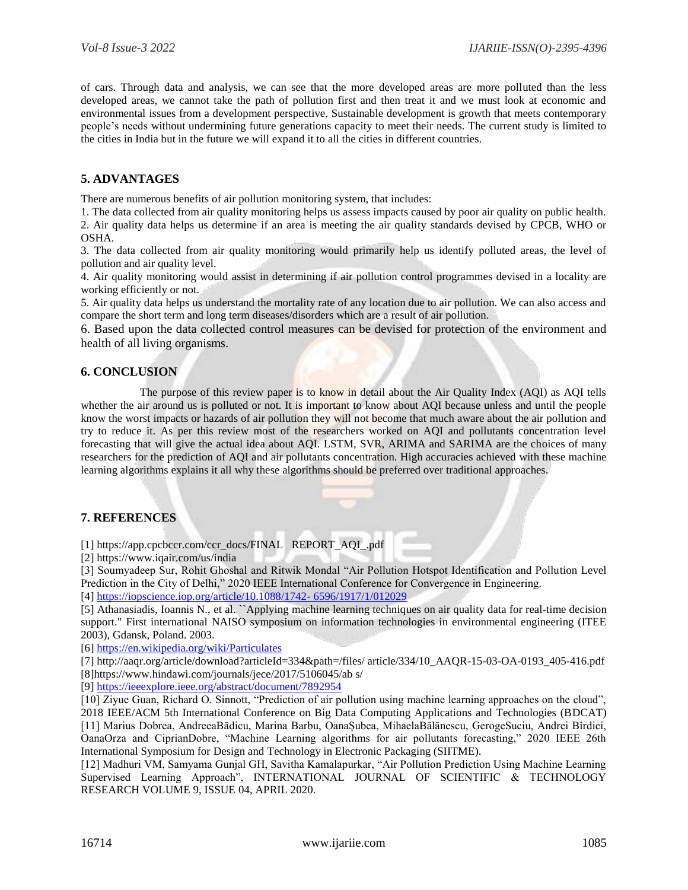of cars. Through data and analysis, we can see that the more developed areas are more polluted than the less developed areas, we cannot take the path of pollution first and then treat it and we must look at economic and environmental issues from a development perspective. Sustainable development is growth that meets contemporary people's needs without undermining future generations capacity to meet their needs. The current study is limited to the cities in India but in the future we will expand it to all the cities in different countries.

## 5. ADVANTAGES

There are numerous benefits of air pollution monitoring system, that includes:

1. The data collected from air quality monitoring helps us assess impacts caused by poor air quality on public health.
2. Air quality data helps us determine if an area is meeting the air quality standards devised by CPCB, WHO or OSHA.
3. The data collected from air quality monitoring would primarily help us identify polluted areas, the level of pollution and air quality level.
4. Air quality monitoring would assist in determining if air pollution control programmes devised in a locality are working efficiently or not.
5. Air quality data helps us understand the mortality rate of any location due to air pollution. We can also access and compare the short term and long term diseases/disorders which are a result of air pollution.
6. Based upon the data collected control measures can be devised for protection of the environment and health of all living organisms.

## 6. CONCLUSION

The purpose of this review paper is to know in detail about the Air Quality Index (AQI) as AQI tells whether the air around us is polluted or not. It is important to know about AQI because unless and until the people know the worst impacts or hazards of air pollution they will not become that much aware about the air pollution and try to reduce it. As per this review most of the researchers worked on AQI and pollutants concentration level forecasting that will give the actual idea about AQI. LSTM, SVR, ARIMA and SARIMA are the choices of many researchers for the prediction of AQI and air pollutants concentration. High accuracies achieved with these machine learning algorithms explains it all why these algorithms should be preferred over traditional approaches.

## 7. REFERENCES

[1] https://app.cpcbccr.com/ccr_docs/FINAL REPORT_AQI_.pdf

[2] https://www.iqair.com/us/india

[3] Soumyadeep Sur, Rohit Ghoshal and Ritwik Mondal "Air Pollution Hotspot Identification and Pollution Level Prediction in the City of Delhi," 2020 IEEE International Conference for Convergence in Engineering.

[4] https://iopscience.iop.org/article/10.1088/1742- 6596/1917/1/012029

[5] Athanasiadis, Ioannis N., et al. ``Applying machine learning techniques on air quality data for real-time decision support." First international NAISO symposium on information technologies in environmental engineering (ITEE 2003), Gdansk, Poland. 2003.

[6] https://en.wikipedia.org/wiki/Particulates

[7] http://aaqr.org/article/download?articleId=334&path=/files/ article/334/10_AAQR-15-03-OA-0193_405-416.pdf

[8]https://www.hindawi.com/journals/jece/2017/5106045/ab s/

[9] https://ieeexplore.ieee.org/abstract/document/7892954

[10] Ziyue Guan, Richard O. Sinnott, "Prediction of air pollution using machine learning approaches on the cloud", 2018 IEEE/ACM 5th International Conference on Big Data Computing Applications and Technologies (BDCAT)

[11] Marius Dobrea, AndreeaBădicu, Marina Barbu, OanaȘubea, MihaelaBălănescu, GerogeSuciu, Andrei Bîrdici, OanaOrza and CiprianDobre, "Machine Learning algorithms for air pollutants forecasting," 2020 IEEE 26th International Symposium for Design and Technology in Electronic Packaging (SIITME).

[12] Madhuri VM, Samyama Gunjal GH, Savitha Kamalapurkar, "Air Pollution Prediction Using Machine Learning Supervised Learning Approach", INTERNATIONAL JOURNAL OF SCIENTIFIC & TECHNOLOGY RESEARCH VOLUME 9, ISSUE 04, APRIL 2020.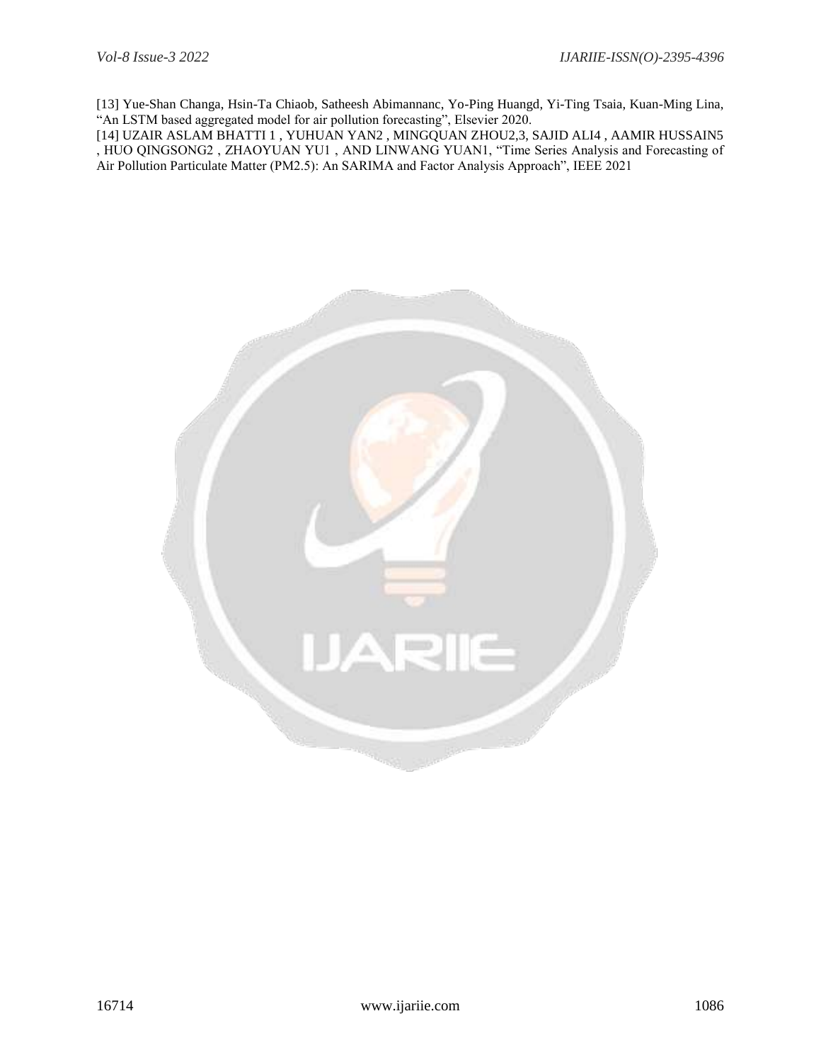[13] Yue-Shan Changa, Hsin-Ta Chiaob, Satheesh Abimannanc, Yo-Ping Huangd, Yi-Ting Tsaia, Kuan-Ming Lina, "An LSTM based aggregated model for air pollution forecasting", Elsevier 2020.

[14] UZAIR ASLAM BHATTI 1 , YUHUAN YAN2 , MINGQUAN ZHOU2,3, SAJID ALI4 , AAMIR HUSSAIN5 , HUO QINGSONG2 , ZHAOYUAN YU1 , AND LINWANG YUAN1, "Time Series Analysis and Forecasting of Air Pollution Particulate Matter (PM2.5): An SARIMA and Factor Analysis Approach", IEEE 2021